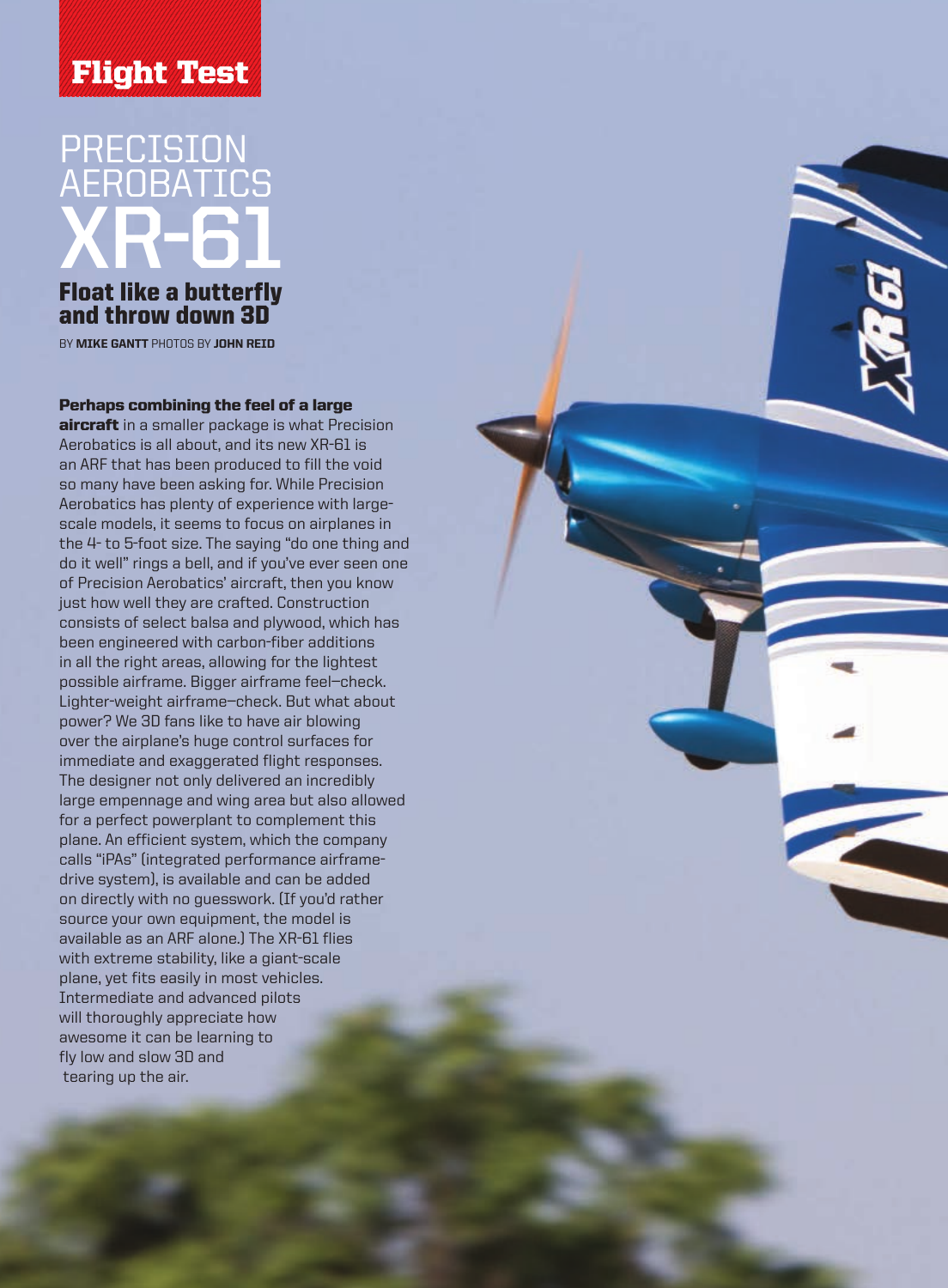Flight Test

# PRECISION AEROBATICS XR-61

## Float like a butterfly and throw down 3D

BY **MIKE GANTT** PHOTOS BY **JOHN REID**

**Perhaps combining the feel of a large aircraft** in a smaller package is what Precision Aerobatics is all about, and its new XR-61 is an ARF that has been produced to fill the void so many have been asking for. While Precision Aerobatics has plenty of experience with large-scale models, it seems to focus on airplanes in the 4- to 5-foot size. The saying "do one thing and do it well" rings a bell, and if you've ever seen one of Precision Aerobatics' aircraft, then you know just how well they are crafted. Construction consists of select balsa and plywood, which has been engineered with carbon-fiber additions in all the right areas, allowing for the lightest possible airframe. Bigger airframe feel—check. Lighter-weight airframe—check. But what about power? We 3D fans like to have air blowing over the airplane's huge control surfaces for immediate and exaggerated flight responses. The designer not only delivered an incredibly large empennage and wing area but also allowed for a perfect powerplant to complement this plane. An efficient system, which the company calls "iPAs" (integrated performance airframe-drive system), is available and can be added on directly with no guesswork. (If you'd rather source your own equipment, the model is available as an ARF alone.) The XR-61 flies with extreme stability, like a giant-scale plane, yet fits easily in most vehicles. Intermediate and advanced pilots will thoroughly appreciate how awesome it can be learning to fly low and slow 3D and tearing up the air.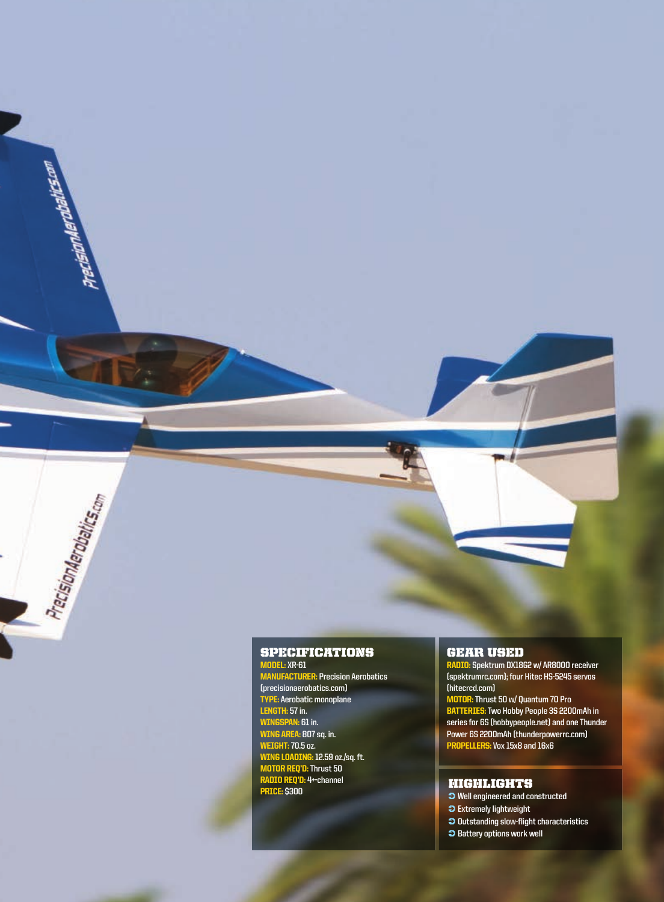## SPECIFICATIONS

**MODEL:** XR-61
**MANUFACTURER:** Precision Aerobatics (precisionaerobatics.com)
**TYPE:** Aerobatic monoplane
**LENGTH:** 57 in.
**WINGSPAN:** 61 in.
**WING AREA:** 807 sq. in.
**WEIGHT:** 70.5 oz.
**WING LOADING:** 12.59 oz./sq. ft.
**MOTOR REQ'D:** Thrust 50
**RADIO REQ'D:** 4+-channel
**PRICE:** $300

## GEAR USED

**RADIO:** Spektrum DX18G2 w/ AR8000 receiver (spektrumrc.com); four Hitec HS-5245 servos (hitecrcd.com)
**MOTOR:** Thrust 50 w/ Quantum 70 Pro
**BATTERIES:** Two Hobby People 3S 2200mAh in series for 6S (hobbypeople.net) and one Thunder Power 6S 2200mAh (thunderpowerrc.com)
**PROPELLERS:** Vox 15x8 and 16x6

## HIGHLIGHTS

- Well engineered and constructed
- Extremely lightweight
- Outstanding slow-flight characteristics
- Battery options work well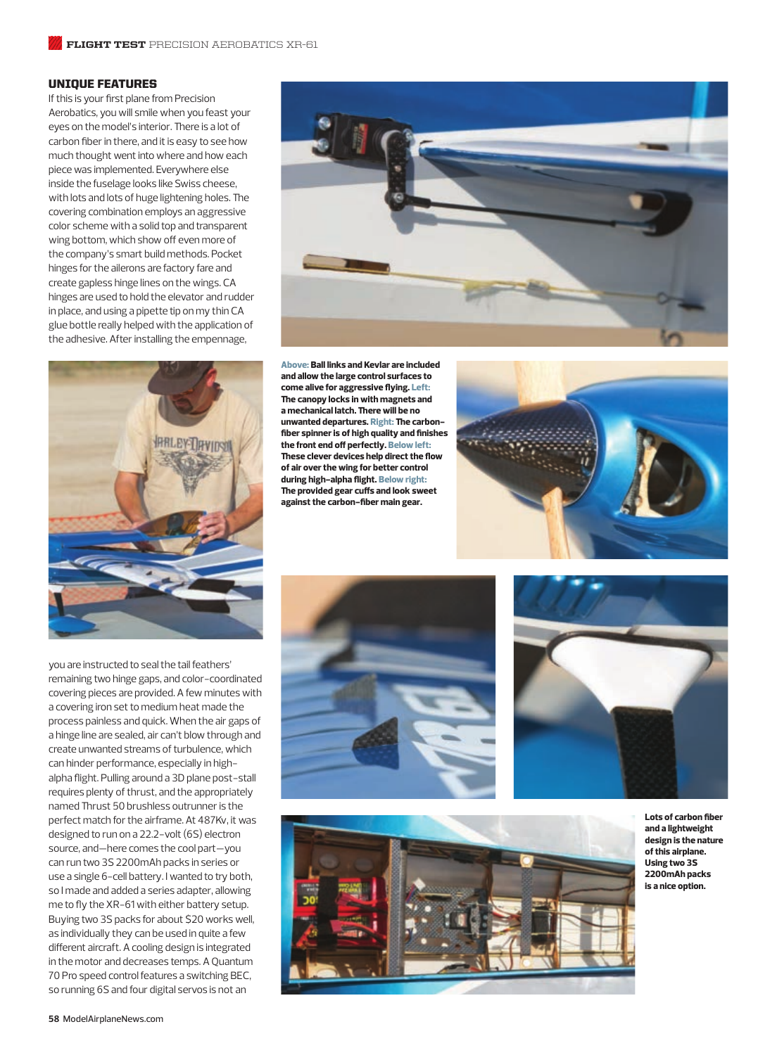## UNIQUE FEATURES

If this is your first plane from Precision Aerobatics, you will smile when you feast your eyes on the model's interior. There is a lot of carbon fiber in there, and it is easy to see how much thought went into where and how each piece was implemented. Everywhere else inside the fuselage looks like Swiss cheese, with lots and lots of huge lightening holes. The covering combination employs an aggressive color scheme with a solid top and transparent wing bottom, which show off even more of the company's smart build methods. Pocket hinges for the ailerons are factory fare and create gapless hinge lines on the wings. CA hinges are used to hold the elevator and rudder in place, and using a pipette tip on my thin CA glue bottle really helped with the application of the adhesive. After installing the empennage, you are instructed to seal the tail feathers' remaining two hinge gaps, and color-coordinated covering pieces are provided. A few minutes with a covering iron set to medium heat made the process painless and quick. When the air gaps of a hinge line are sealed, air can't blow through and create unwanted streams of turbulence, which can hinder performance, especially in high-alpha flight. Pulling around a 3D plane post-stall requires plenty of thrust, and the appropriately named Thrust 50 brushless outrunner is the perfect match for the airframe. At 487Kv, it was designed to run on a 22.2-volt (6S) electron source, and—here comes the cool part—you can run two 3S 2200mAh packs in series or use a single 6-cell battery. I wanted to try both, so I made and added a series adapter, allowing me to fly the XR-61 with either battery setup. Buying two 3S packs for about $20 works well, as individually they can be used in quite a few different aircraft. A cooling design is integrated in the motor and decreases temps. A Quantum 70 Pro speed control features a switching BEC, so running 6S and four digital servos is not an

**Above: Ball links and Kevlar are included and allow the large control surfaces to come alive for aggressive flying. Left: The canopy locks in with magnets and a mechanical latch. There will be no unwanted departures. Right: The carbon-fiber spinner is of high quality and finishes the front end off perfectly. Below left: These clever devices help direct the flow of air over the wing for better control during high-alpha flight. Below right: The provided gear cuffs and look sweet against the carbon-fiber main gear.**

**Lots of carbon fiber and a lightweight design is the nature of this airplane. Using two 3S 2200mAh packs is a nice option.**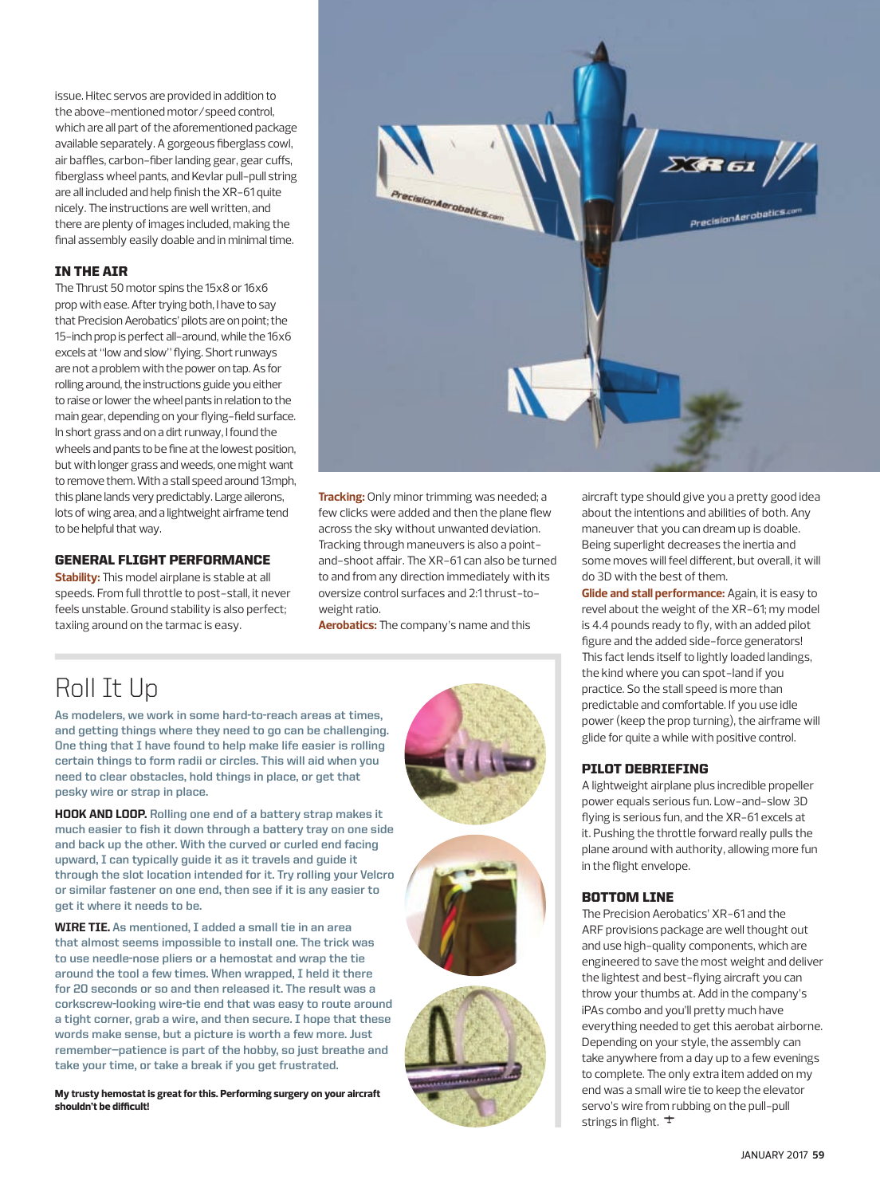issue. Hitec servos are provided in addition to the above-mentioned motor/speed control, which are all part of the aforementioned package available separately. A gorgeous fiberglass cowl, air baffles, carbon-fiber landing gear, gear cuffs, fiberglass wheel pants, and Kevlar pull-pull string are all included and help finish the XR-61 quite nicely. The instructions are well written, and there are plenty of images included, making the final assembly easily doable and in minimal time.

## IN THE AIR

The Thrust 50 motor spins the 15x8 or 16x6 prop with ease. After trying both, I have to say that Precision Aerobatics' pilots are on point; the 15-inch prop is perfect all-around, while the 16x6 excels at "low and slow" flying. Short runways are not a problem with the power on tap. As for rolling around, the instructions guide you either to raise or lower the wheel pants in relation to the main gear, depending on your flying-field surface. In short grass and on a dirt runway, I found the wheels and pants to be fine at the lowest position, but with longer grass and weeds, one might want to remove them. With a stall speed around 13mph, this plane lands very predictably. Large ailerons, lots of wing area, and a lightweight airframe tend to be helpful that way.

## GENERAL FLIGHT PERFORMANCE

**Stability:** This model airplane is stable at all speeds. From full throttle to post-stall, it never feels unstable. Ground stability is also perfect; taxiing around on the tarmac is easy.

**Tracking:** Only minor trimming was needed; a few clicks were added and then the plane flew across the sky without unwanted deviation. Tracking through maneuvers is also a point-and-shoot affair. The XR-61 can also be turned to and from any direction immediately with its oversize control surfaces and 2:1 thrust-to-weight ratio.

**Aerobatics:** The company's name and this aircraft type should give you a pretty good idea about the intentions and abilities of both. Any maneuver that you can dream up is doable. Being superlight decreases the inertia and some moves will feel different, but overall, it will do 3D with the best of them.

**Glide and stall performance:** Again, it is easy to revel about the weight of the XR-61; my model is 4.4 pounds ready to fly, with an added pilot figure and the added side-force generators! This fact lends itself to lightly loaded landings, the kind where you can spot-land if you practice. So the stall speed is more than predictable and comfortable. If you use idle power (keep the prop turning), the airframe will glide for quite a while with positive control.

## PILOT DEBRIEFING

A lightweight airplane plus incredible propeller power equals serious fun. Low-and-slow 3D flying is serious fun, and the XR-61 excels at it. Pushing the throttle forward really pulls the plane around with authority, allowing more fun in the flight envelope.

## BOTTOM LINE

The Precision Aerobatics' XR-61 and the ARF provisions package are well thought out and use high-quality components, which are engineered to save the most weight and deliver the lightest and best-flying aircraft you can throw your thumbs at. Add in the company's iPAs combo and you'll pretty much have everything needed to get this aerobat airborne. Depending on your style, the assembly can take anywhere from a day up to a few evenings to complete. The only extra item added on my end was a small wire tie to keep the elevator servo's wire from rubbing on the pull-pull strings in flight.

# Roll It Up

As modelers, we work in some hard-to-reach areas at times, and getting things where they need to go can be challenging. One thing that I have found to help make life easier is rolling certain things to form radii or circles. This will aid when you need to clear obstacles, hold things in place, or get that pesky wire or strap in place.

**HOOK AND LOOP.** Rolling one end of a battery strap makes it much easier to fish it down through a battery tray on one side and back up the other. With the curved or curled end facing upward, I can typically guide it as it travels and guide it through the slot location intended for it. Try rolling your Velcro or similar fastener on one end, then see if it is any easier to get it where it needs to be.

**WIRE TIE.** As mentioned, I added a small tie in an area that almost seems impossible to install one. The trick was to use needle-nose pliers or a hemostat and wrap the tie around the tool a few times. When wrapped, I held it there for 20 seconds or so and then released it. The result was a corkscrew-looking wire-tie end that was easy to route around a tight corner, grab a wire, and then secure. I hope that these words make sense, but a picture is worth a few more. Just remember—patience is part of the hobby, so just breathe and take your time, or take a break if you get frustrated.

**My trusty hemostat is great for this. Performing surgery on your aircraft shouldn't be difficult!**